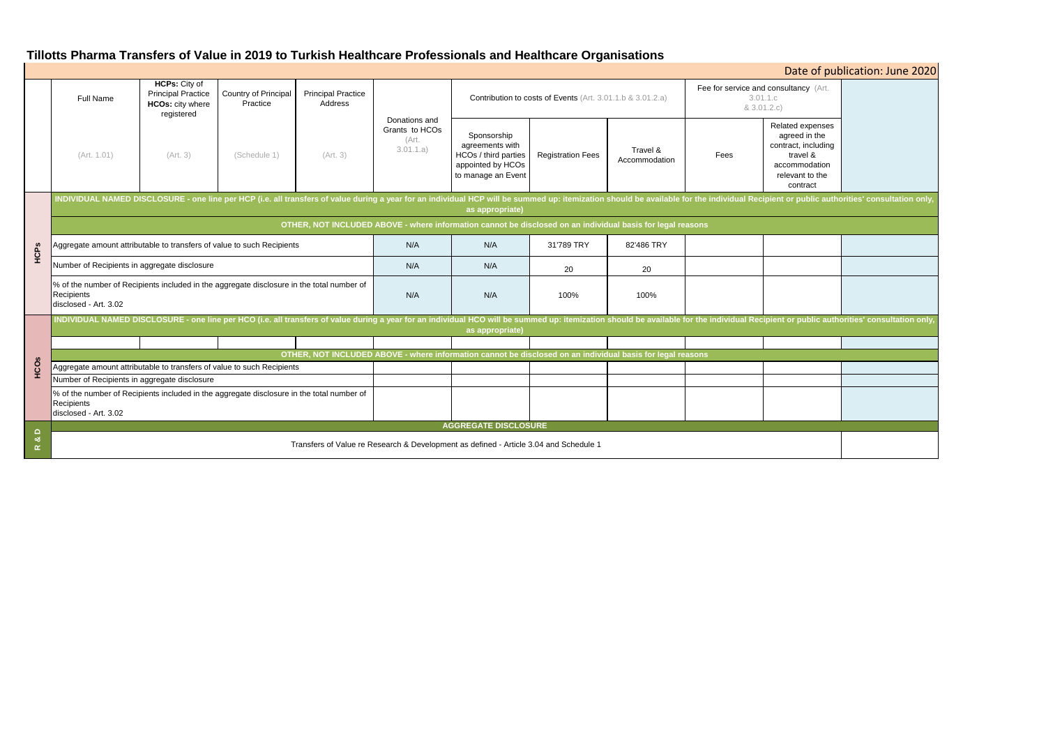# Tillotts Pharma Transfers of Value in 2019 to Turkish Healthcare Professionals and Healthcare Organisations

Date of publication: June 2020

| | Full Name | HCPs: City of Principal Practice HCOs: city where registered | Country of Principal Practice | Principal Practice Address | Donations and Grants to HCOs (Art. 3.01.1.a) | Contribution to costs of Events (Art. 3.01.1.b & 3.01.2.a) | | | Fee for service and consultancy (Art. 3.01.1.c & 3.01.2.c) | | |
|---|---|---|---|---|---|---|---|---|---|---|---|
| | (Art. 1.01) | (Art. 3) | (Schedule 1) | (Art. 3) | | Sponsorship agreements with HCOs / third parties appointed by HCOs to manage an Event | Registration Fees | Travel & Accommodation | Fees | Related expenses agreed in the contract, including travel & accommodation relevant to the contract | |
| HCPs | INDIVIDUAL NAMED DISCLOSURE - one line per HCP (i.e. all transfers of value during a year for an individual HCP will be summed up: itemization should be available for the individual Recipient or public authorities' consultation only, as appropriate) | | | | | | | | | | |
| | OTHER, NOT INCLUDED ABOVE - where information cannot be disclosed on an individual basis for legal reasons | | | | | | | | | | |
| | Aggregate amount attributable to transfers of value to such Recipients | | | | N/A | N/A | 31'789 TRY | 82'486 TRY | | | |
| | Number of Recipients in aggregate disclosure | | | | N/A | N/A | 20 | 20 | | | |
| | % of the number of Recipients included in the aggregate disclosure in the total number of Recipients disclosed - Art. 3.02 | | | | N/A | N/A | 100% | 100% | | | |
| HCOs | INDIVIDUAL NAMED DISCLOSURE - one line per HCO (i.e. all transfers of value during a year for an individual HCO will be summed up: itemization should be available for the individual Recipient or public authorities' consultation only, as appropriate) | | | | | | | | | | |
| | | | | | | | | | | | |
| | OTHER, NOT INCLUDED ABOVE - where information cannot be disclosed on an individual basis for legal reasons | | | | | | | | | | |
| | Aggregate amount attributable to transfers of value to such Recipients | | | | | | | | | | |
| | Number of Recipients in aggregate disclosure | | | | | | | | | | |
| | % of the number of Recipients included in the aggregate disclosure in the total number of Recipients disclosed - Art. 3.02 | | | | | | | | | | |
| R & D | AGGREGATE DISCLOSURE | | | | | | | | | | |
| | Transfers of Value re Research & Development as defined - Article 3.04 and Schedule 1 | | | | | | | | | | |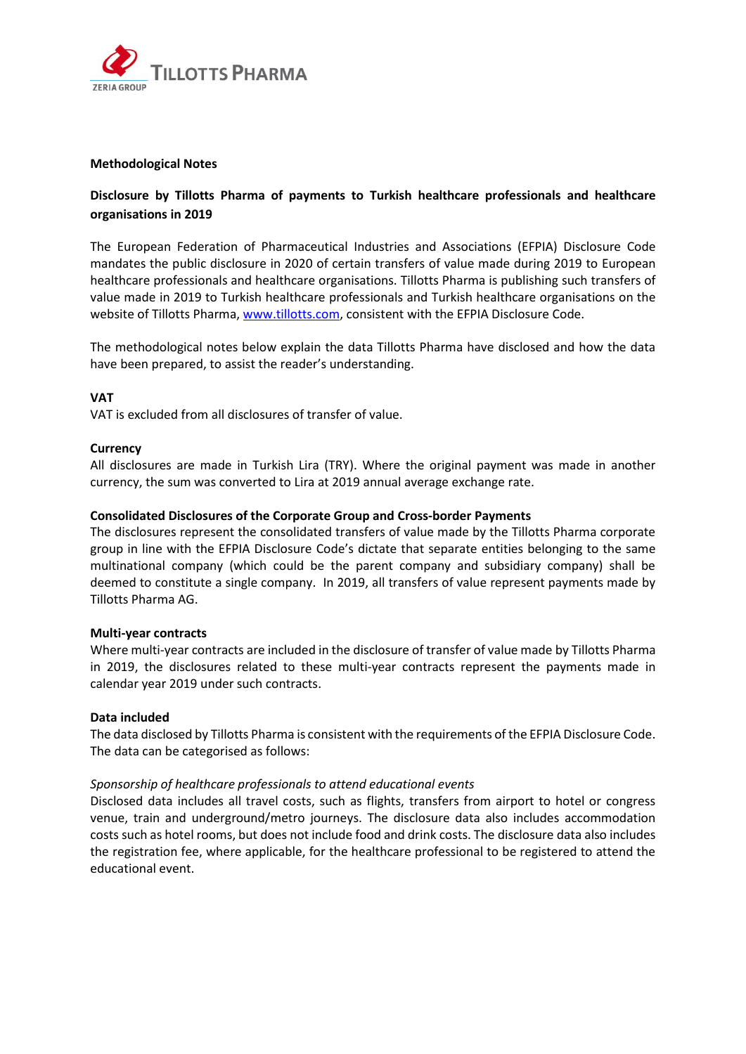**Methodological Notes**

**Disclosure by Tillotts Pharma of payments to Turkish healthcare professionals and healthcare organisations in 2019**

The European Federation of Pharmaceutical Industries and Associations (EFPIA) Disclosure Code mandates the public disclosure in 2020 of certain transfers of value made during 2019 to European healthcare professionals and healthcare organisations. Tillotts Pharma is publishing such transfers of value made in 2019 to Turkish healthcare professionals and Turkish healthcare organisations on the website of Tillotts Pharma, www.tillotts.com, consistent with the EFPIA Disclosure Code.

The methodological notes below explain the data Tillotts Pharma have disclosed and how the data have been prepared, to assist the reader's understanding.

**VAT**
VAT is excluded from all disclosures of transfer of value.

**Currency**
All disclosures are made in Turkish Lira (TRY). Where the original payment was made in another currency, the sum was converted to Lira at 2019 annual average exchange rate.

**Consolidated Disclosures of the Corporate Group and Cross-border Payments**
The disclosures represent the consolidated transfers of value made by the Tillotts Pharma corporate group in line with the EFPIA Disclosure Code's dictate that separate entities belonging to the same multinational company (which could be the parent company and subsidiary company) shall be deemed to constitute a single company. In 2019, all transfers of value represent payments made by Tillotts Pharma AG.

**Multi-year contracts**
Where multi-year contracts are included in the disclosure of transfer of value made by Tillotts Pharma in 2019, the disclosures related to these multi-year contracts represent the payments made in calendar year 2019 under such contracts.

**Data included**
The data disclosed by Tillotts Pharma is consistent with the requirements of the EFPIA Disclosure Code. The data can be categorised as follows:

*Sponsorship of healthcare professionals to attend educational events*
Disclosed data includes all travel costs, such as flights, transfers from airport to hotel or congress venue, train and underground/metro journeys. The disclosure data also includes accommodation costs such as hotel rooms, but does not include food and drink costs. The disclosure data also includes the registration fee, where applicable, for the healthcare professional to be registered to attend the educational event.